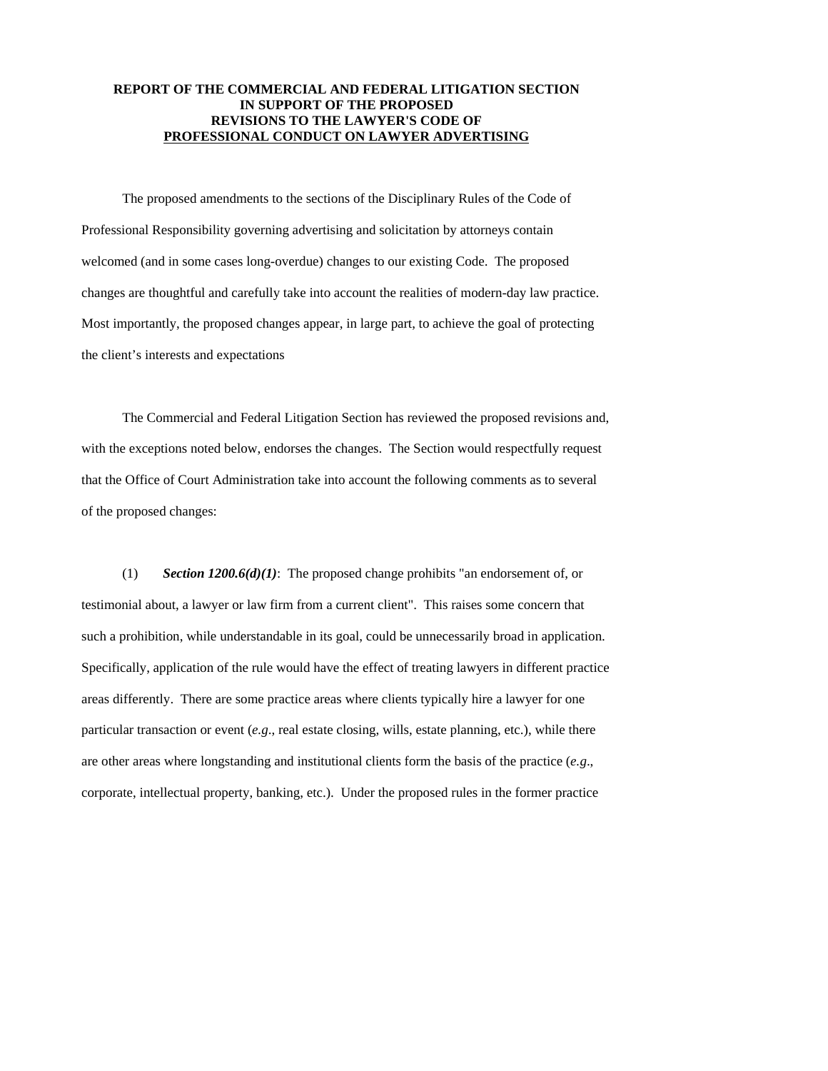**REPORT OF THE COMMERCIAL AND FEDERAL LITIGATION SECTION IN SUPPORT OF THE PROPOSED REVISIONS TO THE LAWYER'S CODE OF PROFESSIONAL CONDUCT ON LAWYER ADVERTISING**

The proposed amendments to the sections of the Disciplinary Rules of the Code of Professional Responsibility governing advertising and solicitation by attorneys contain welcomed (and in some cases long-overdue) changes to our existing Code. The proposed changes are thoughtful and carefully take into account the realities of modern-day law practice. Most importantly, the proposed changes appear, in large part, to achieve the goal of protecting the client's interests and expectations

The Commercial and Federal Litigation Section has reviewed the proposed revisions and, with the exceptions noted below, endorses the changes. The Section would respectfully request that the Office of Court Administration take into account the following comments as to several of the proposed changes:

(1) ***Section 1200.6(d)(1)***: The proposed change prohibits "an endorsement of, or testimonial about, a lawyer or law firm from a current client". This raises some concern that such a prohibition, while understandable in its goal, could be unnecessarily broad in application. Specifically, application of the rule would have the effect of treating lawyers in different practice areas differently. There are some practice areas where clients typically hire a lawyer for one particular transaction or event (*e.g*., real estate closing, wills, estate planning, etc.), while there are other areas where longstanding and institutional clients form the basis of the practice (*e.g*., corporate, intellectual property, banking, etc.). Under the proposed rules in the former practice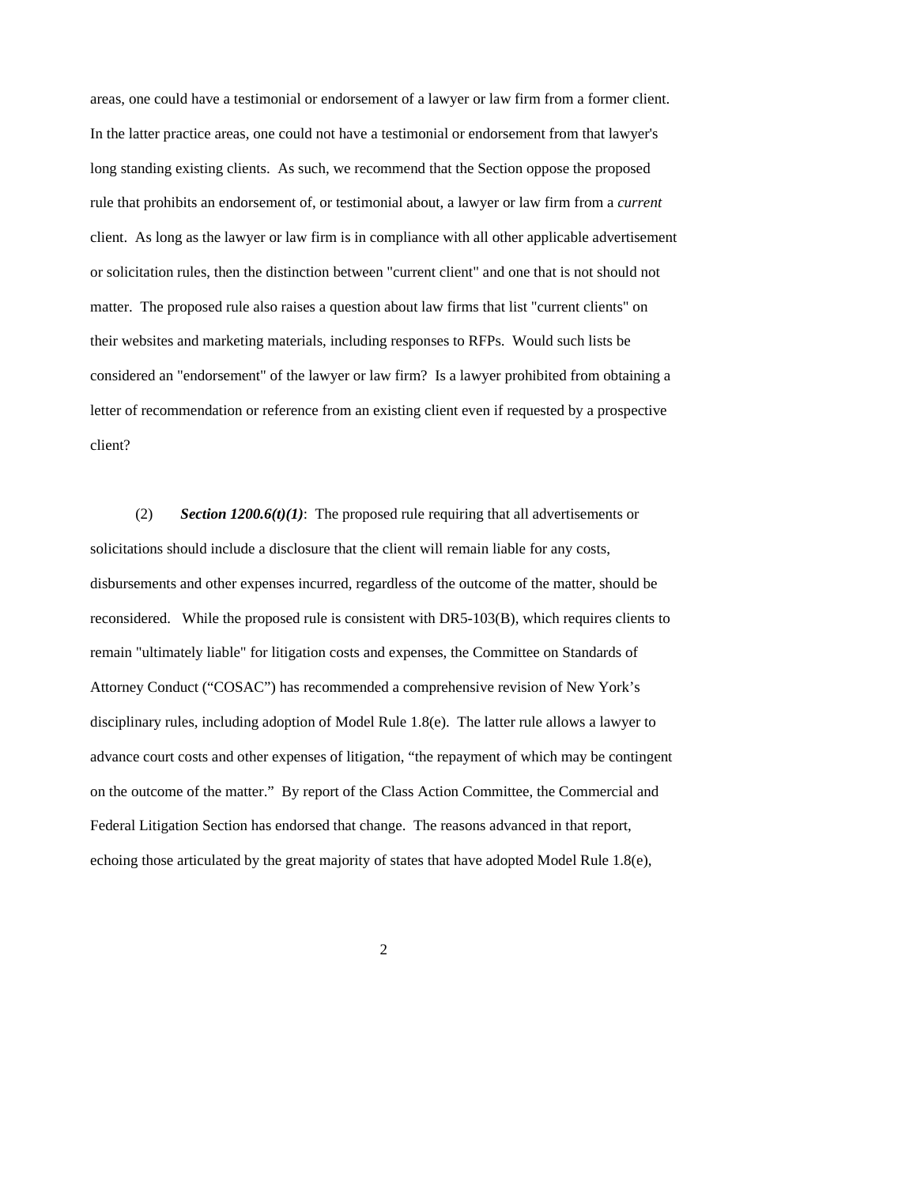areas, one could have a testimonial or endorsement of a lawyer or law firm from a former client. In the latter practice areas, one could not have a testimonial or endorsement from that lawyer's long standing existing clients. As such, we recommend that the Section oppose the proposed rule that prohibits an endorsement of, or testimonial about, a lawyer or law firm from a *current* client. As long as the lawyer or law firm is in compliance with all other applicable advertisement or solicitation rules, then the distinction between "current client" and one that is not should not matter. The proposed rule also raises a question about law firms that list "current clients" on their websites and marketing materials, including responses to RFPs. Would such lists be considered an "endorsement" of the lawyer or law firm? Is a lawyer prohibited from obtaining a letter of recommendation or reference from an existing client even if requested by a prospective client?

(2) ***Section 1200.6(t)(1)***: The proposed rule requiring that all advertisements or solicitations should include a disclosure that the client will remain liable for any costs, disbursements and other expenses incurred, regardless of the outcome of the matter, should be reconsidered. While the proposed rule is consistent with DR5-103(B), which requires clients to remain "ultimately liable" for litigation costs and expenses, the Committee on Standards of Attorney Conduct ("COSAC") has recommended a comprehensive revision of New York's disciplinary rules, including adoption of Model Rule 1.8(e). The latter rule allows a lawyer to advance court costs and other expenses of litigation, "the repayment of which may be contingent on the outcome of the matter." By report of the Class Action Committee, the Commercial and Federal Litigation Section has endorsed that change. The reasons advanced in that report, echoing those articulated by the great majority of states that have adopted Model Rule 1.8(e),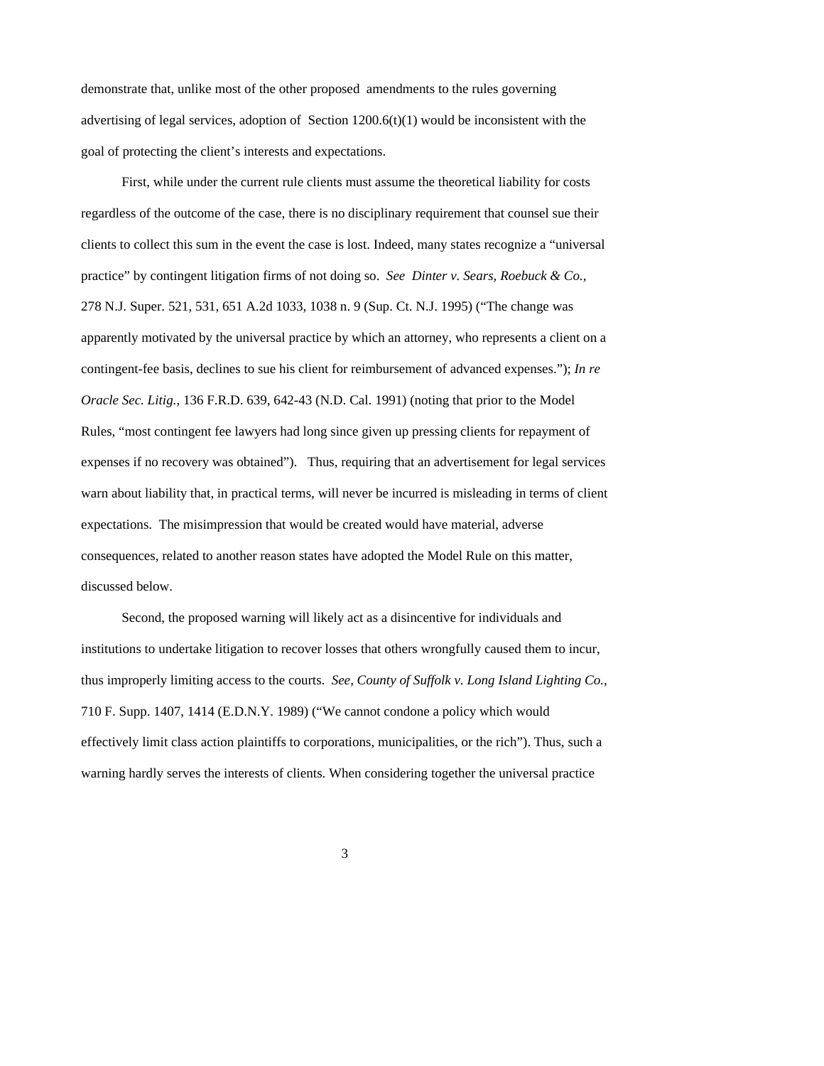demonstrate that, unlike most of the other proposed amendments to the rules governing advertising of legal services, adoption of Section 1200.6(t)(1) would be inconsistent with the goal of protecting the client's interests and expectations.

First, while under the current rule clients must assume the theoretical liability for costs regardless of the outcome of the case, there is no disciplinary requirement that counsel sue their clients to collect this sum in the event the case is lost. Indeed, many states recognize a "universal practice" by contingent litigation firms of not doing so. *See Dinter v. Sears, Roebuck & Co.*, 278 N.J. Super. 521, 531, 651 A.2d 1033, 1038 n. 9 (Sup. Ct. N.J. 1995) ("The change was apparently motivated by the universal practice by which an attorney, who represents a client on a contingent-fee basis, declines to sue his client for reimbursement of advanced expenses."); *In re Oracle Sec. Litig.*, 136 F.R.D. 639, 642-43 (N.D. Cal. 1991) (noting that prior to the Model Rules, "most contingent fee lawyers had long since given up pressing clients for repayment of expenses if no recovery was obtained"). Thus, requiring that an advertisement for legal services warn about liability that, in practical terms, will never be incurred is misleading in terms of client expectations. The misimpression that would be created would have material, adverse consequences, related to another reason states have adopted the Model Rule on this matter, discussed below.

Second, the proposed warning will likely act as a disincentive for individuals and institutions to undertake litigation to recover losses that others wrongfully caused them to incur, thus improperly limiting access to the courts. *See, County of Suffolk v. Long Island Lighting Co.*, 710 F. Supp. 1407, 1414 (E.D.N.Y. 1989) ("We cannot condone a policy which would effectively limit class action plaintiffs to corporations, municipalities, or the rich"). Thus, such a warning hardly serves the interests of clients. When considering together the universal practice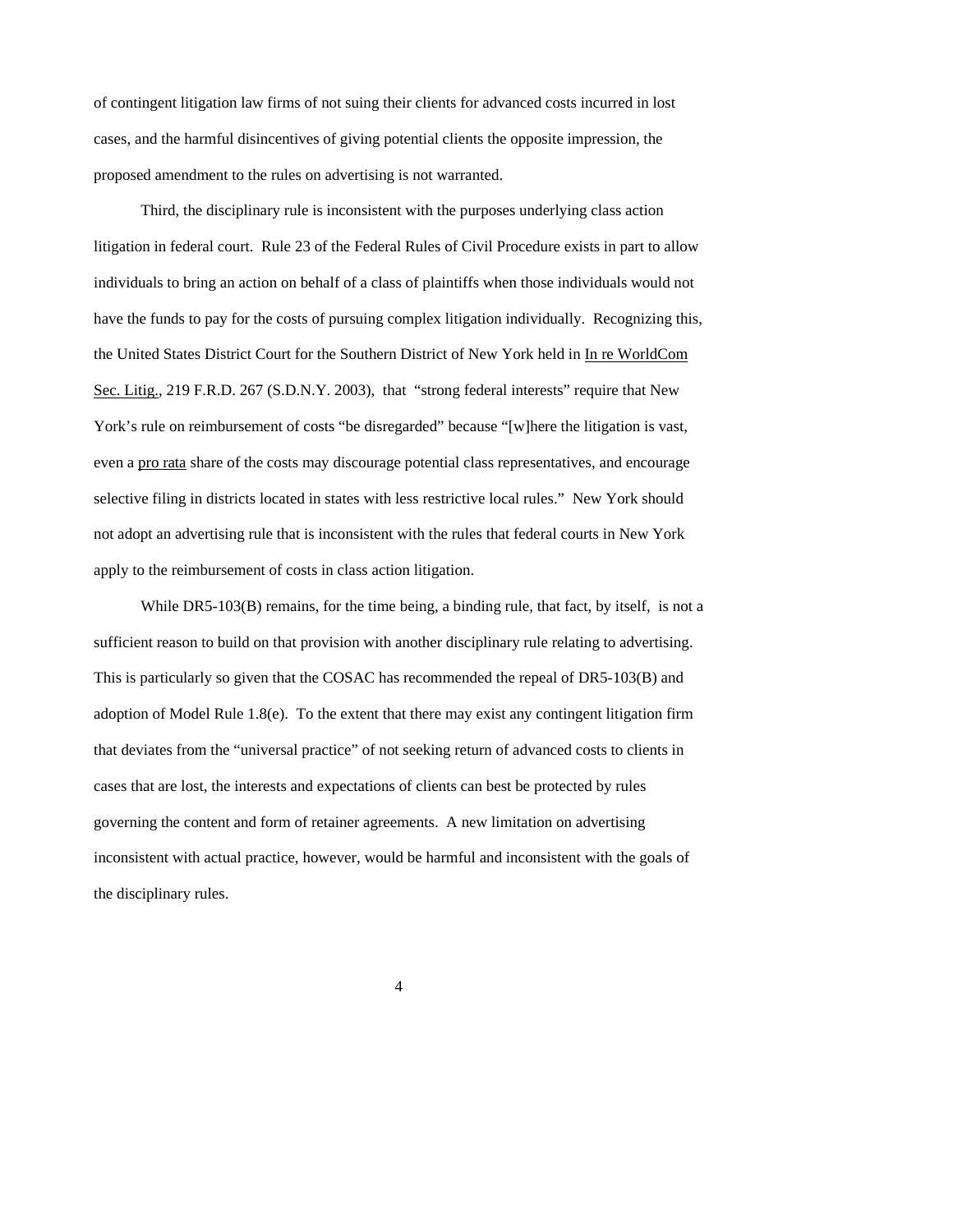of contingent litigation law firms of not suing their clients for advanced costs incurred in lost cases, and the harmful disincentives of giving potential clients the opposite impression, the proposed amendment to the rules on advertising is not warranted.

Third, the disciplinary rule is inconsistent with the purposes underlying class action litigation in federal court. Rule 23 of the Federal Rules of Civil Procedure exists in part to allow individuals to bring an action on behalf of a class of plaintiffs when those individuals would not have the funds to pay for the costs of pursuing complex litigation individually. Recognizing this, the United States District Court for the Southern District of New York held in In re WorldCom Sec. Litig., 219 F.R.D. 267 (S.D.N.Y. 2003), that "strong federal interests" require that New York's rule on reimbursement of costs "be disregarded" because "[w]here the litigation is vast, even a pro rata share of the costs may discourage potential class representatives, and encourage selective filing in districts located in states with less restrictive local rules." New York should not adopt an advertising rule that is inconsistent with the rules that federal courts in New York apply to the reimbursement of costs in class action litigation.

While DR5-103(B) remains, for the time being, a binding rule, that fact, by itself, is not a sufficient reason to build on that provision with another disciplinary rule relating to advertising. This is particularly so given that the COSAC has recommended the repeal of DR5-103(B) and adoption of Model Rule 1.8(e). To the extent that there may exist any contingent litigation firm that deviates from the "universal practice" of not seeking return of advanced costs to clients in cases that are lost, the interests and expectations of clients can best be protected by rules governing the content and form of retainer agreements. A new limitation on advertising inconsistent with actual practice, however, would be harmful and inconsistent with the goals of the disciplinary rules.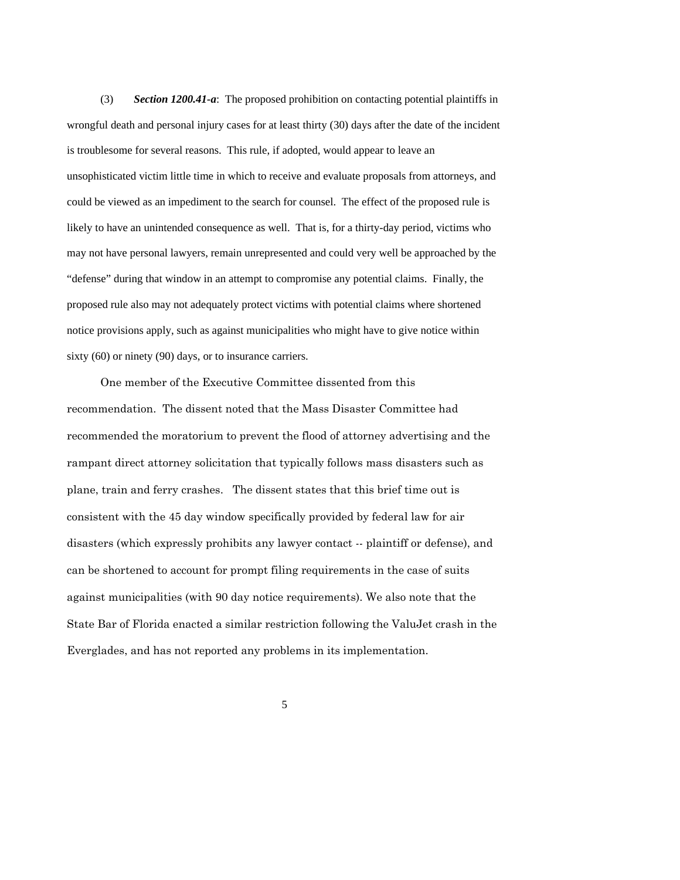(3) ***Section 1200.41-a***: The proposed prohibition on contacting potential plaintiffs in wrongful death and personal injury cases for at least thirty (30) days after the date of the incident is troublesome for several reasons. This rule, if adopted, would appear to leave an unsophisticated victim little time in which to receive and evaluate proposals from attorneys, and could be viewed as an impediment to the search for counsel. The effect of the proposed rule is likely to have an unintended consequence as well. That is, for a thirty-day period, victims who may not have personal lawyers, remain unrepresented and could very well be approached by the "defense" during that window in an attempt to compromise any potential claims. Finally, the proposed rule also may not adequately protect victims with potential claims where shortened notice provisions apply, such as against municipalities who might have to give notice within sixty (60) or ninety (90) days, or to insurance carriers.

One member of the Executive Committee dissented from this recommendation. The dissent noted that the Mass Disaster Committee had recommended the moratorium to prevent the flood of attorney advertising and the rampant direct attorney solicitation that typically follows mass disasters such as plane, train and ferry crashes. The dissent states that this brief time out is consistent with the 45 day window specifically provided by federal law for air disasters (which expressly prohibits any lawyer contact -- plaintiff or defense), and can be shortened to account for prompt filing requirements in the case of suits against municipalities (with 90 day notice requirements). We also note that the State Bar of Florida enacted a similar restriction following the ValuJet crash in the Everglades, and has not reported any problems in its implementation.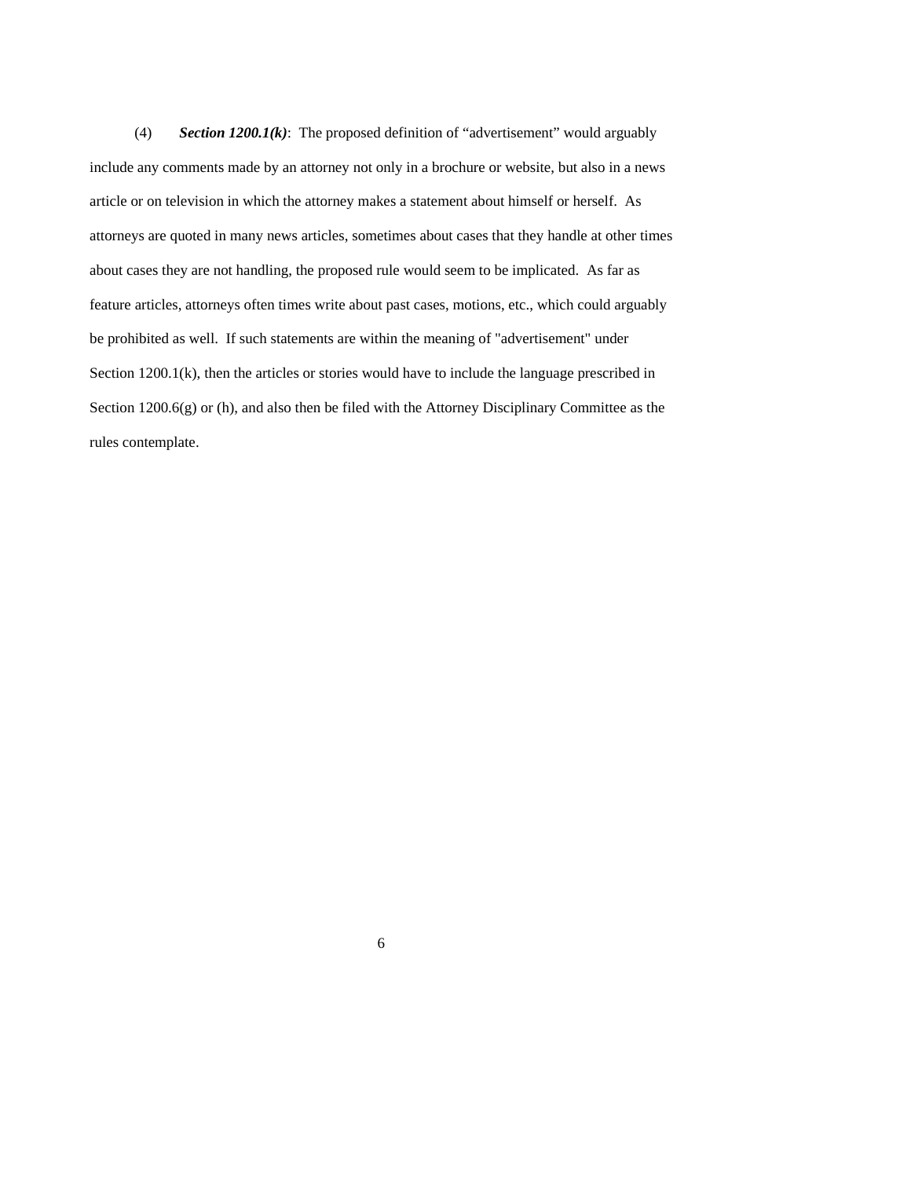(4) ***Section 1200.1(k)***: The proposed definition of “advertisement” would arguably include any comments made by an attorney not only in a brochure or website, but also in a news article or on television in which the attorney makes a statement about himself or herself. As attorneys are quoted in many news articles, sometimes about cases that they handle at other times about cases they are not handling, the proposed rule would seem to be implicated. As far as feature articles, attorneys often times write about past cases, motions, etc., which could arguably be prohibited as well. If such statements are within the meaning of "advertisement" under Section 1200.1(k), then the articles or stories would have to include the language prescribed in Section 1200.6(g) or (h), and also then be filed with the Attorney Disciplinary Committee as the rules contemplate.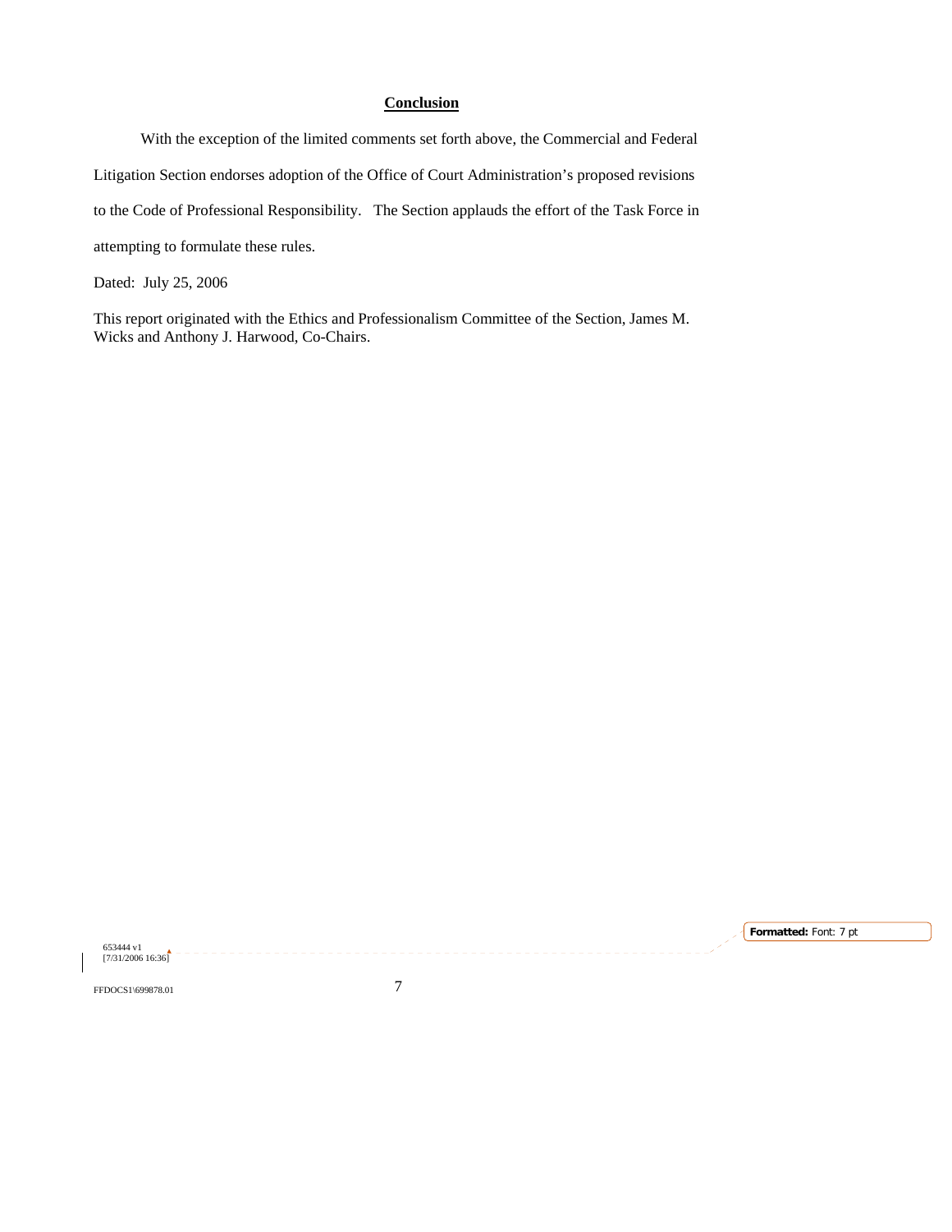## Conclusion

With the exception of the limited comments set forth above, the Commercial and Federal Litigation Section endorses adoption of the Office of Court Administration's proposed revisions to the Code of Professional Responsibility. The Section applauds the effort of the Task Force in attempting to formulate these rules.

Dated: July 25, 2006

This report originated with the Ethics and Professionalism Committee of the Section, James M. Wicks and Anthony J. Harwood, Co-Chairs.